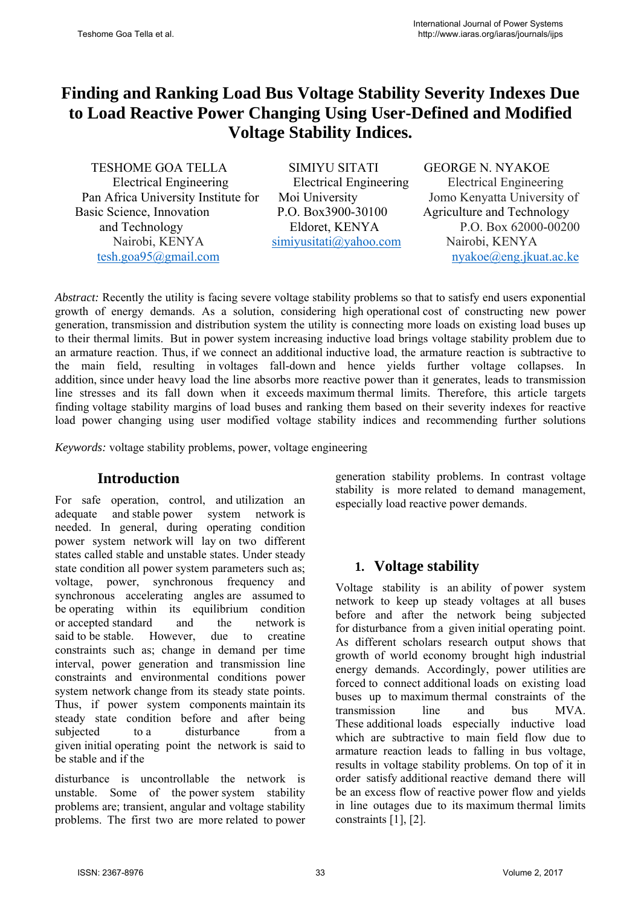# Finding and Ranking Load Bus Voltage Stability Severity Indexes Due to Load Reactive Power Changing Using User-Defined and Modified Voltage Stability Indices.

TESHOME GOA TELLA
Electrical Engineering
Pan Africa University Institute for Basic Science, Innovation and Technology
Nairobi, KENYA
tesh.goa95@gmail.com

SIMIYU SITATI
Electrical Engineering
Moi University
P.O. Box3900-30100
Eldoret, KENYA
simiyusitati@yahoo.com

GEORGE N. NYAKOE
Electrical Engineering
Jomo Kenyatta University of Agriculture and Technology
P.O. Box 62000-00200
Nairobi, KENYA
nyakoe@eng.jkuat.ac.ke

*Abstract:* Recently the utility is facing severe voltage stability problems so that to satisfy end users exponential growth of energy demands. As a solution, considering high operational cost of constructing new power generation, transmission and distribution system the utility is connecting more loads on existing load buses up to their thermal limits. But in power system increasing inductive load brings voltage stability problem due to an armature reaction. Thus, if we connect an additional inductive load, the armature reaction is subtractive to the main field, resulting in voltages fall-down and hence yields further voltage collapses. In addition, since under heavy load the line absorbs more reactive power than it generates, leads to transmission line stresses and its fall down when it exceeds maximum thermal limits. Therefore, this article targets finding voltage stability margins of load buses and ranking them based on their severity indexes for reactive load power changing using user modified voltage stability indices and recommending further solutions

*Keywords:* voltage stability problems, power, voltage engineering

## Introduction

For safe operation, control, and utilization an adequate and stable power system network is needed. In general, during operating condition power system network will lay on two different states called stable and unstable states. Under steady state condition all power system parameters such as; voltage, power, synchronous frequency and synchronous accelerating angles are assumed to be operating within its equilibrium condition or accepted standard and the network is said to be stable. However, due to creatine constraints such as; change in demand per time interval, power generation and transmission line constraints and environmental conditions power system network change from its steady state points. Thus, if power system components maintain its steady state condition before and after being subjected to a disturbance from a given initial operating point the network is said to be stable and if the disturbance is uncontrollable the network is unstable. Some of the power system stability problems are; transient, angular and voltage stability problems. The first two are more related to power generation stability problems. In contrast voltage stability is more related to demand management, especially load reactive power demands.

## 1. Voltage stability

Voltage stability is an ability of power system network to keep up steady voltages at all buses before and after the network being subjected for disturbance from a given initial operating point. As different scholars research output shows that growth of world economy brought high industrial energy demands. Accordingly, power utilities are forced to connect additional loads on existing load buses up to maximum thermal constraints of the transmission line and bus MVA. These additional loads especially inductive load which are subtractive to main field flow due to armature reaction leads to falling in bus voltage, results in voltage stability problems. On top of it in order satisfy additional reactive demand there will be an excess flow of reactive power flow and yields in line outages due to its maximum thermal limits constraints [1], [2].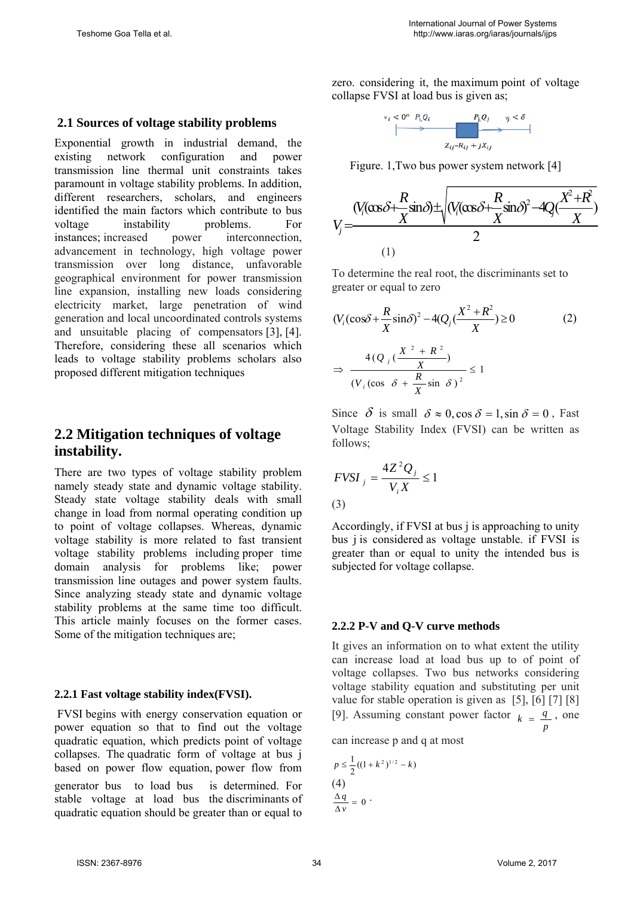## 2.1 Sources of voltage stability problems

Exponential growth in industrial demand, the existing network configuration and power transmission line thermal unit constraints takes paramount in voltage stability problems. In addition, different researchers, scholars, and engineers identified the main factors which contribute to bus voltage instability problems. For instances; increased power interconnection, advancement in technology, high voltage power transmission over long distance, unfavorable geographical environment for power transmission line expansion, installing new loads considering electricity market, large penetration of wind generation and local uncoordinated controls systems and unsuitable placing of compensators [3], [4]. Therefore, considering these all scenarios which leads to voltage stability problems scholars also proposed different mitigation techniques

## 2.2 Mitigation techniques of voltage instability.

There are two types of voltage stability problem namely steady state and dynamic voltage stability. Steady state voltage stability deals with small change in load from normal operating condition up to point of voltage collapses. Whereas, dynamic voltage stability is more related to fast transient voltage stability problems including proper time domain analysis for problems like; power transmission line outages and power system faults. Since analyzing steady state and dynamic voltage stability problems at the same time too difficult. This article mainly focuses on the former cases. Some of the mitigation techniques are;

### 2.2.1 Fast voltage stability index(FVSI).

FVSI begins with energy conservation equation or power equation so that to find out the voltage quadratic equation, which predicts point of voltage collapses. The quadratic form of voltage at bus j based on power flow equation, power flow from generator bus to load bus is determined. For stable voltage at load bus the discriminants of quadratic equation should be greater than or equal to zero. considering it, the maximum point of voltage collapse FVSI at load bus is given as;

$v_i < 0^o$ $P_i, Q_i$ $P_j, Q_j$ $v_j < \delta$

$Z_{ij} = R_{ij} + jX_{ij}$

Figure. 1,Two bus power system network [4]

$$V_j = \frac{(V_i(\cos\delta + \frac{R}{X}\sin\delta) \pm \sqrt{(V_i(\cos\delta + \frac{R}{X}\sin\delta)^2 - 4Q_j(\frac{X^2+R^2}{X})}}{2} \quad (1)$$

To determine the real root, the discriminants set to greater or equal to zero

$$(V_i(\cos\delta + \frac{R}{X}\sin\delta)^2 - 4(Q_j(\frac{X^2+R^2}{X}) \geq 0 \quad (2)$$

$$\Rightarrow \frac{4(Q_j(\frac{X^2+R^2}{X})}{(V_i(\cos\delta + \frac{R}{X}\sin\delta)^2} \leq 1$$

Since $\delta$ is small $\delta \approx 0, \cos\delta = 1, \sin\delta = 0$, Fast Voltage Stability Index (FVSI) can be written as follows;

$$FVSI_j = \frac{4Z^2 Q_j}{V_i X} \leq 1 \quad (3)$$

Accordingly, if FVSI at bus j is approaching to unity bus j is considered as voltage unstable. if FVSI is greater than or equal to unity the intended bus is subjected for voltage collapse.

### 2.2.2 P-V and Q-V curve methods

It gives an information on to what extent the utility can increase load at load bus up to of point of voltage collapses. Two bus networks considering voltage stability equation and substituting per unit value for stable operation is given as [5], [6] [7] [8] [9]. Assuming constant power factor $k = \frac{q}{p}$, one can increase p and q at most

$$p \leq \frac{1}{2}((1+k^2)^{1/2} - k) \quad (4)$$

$\frac{\Delta q}{\Delta v} = 0$ .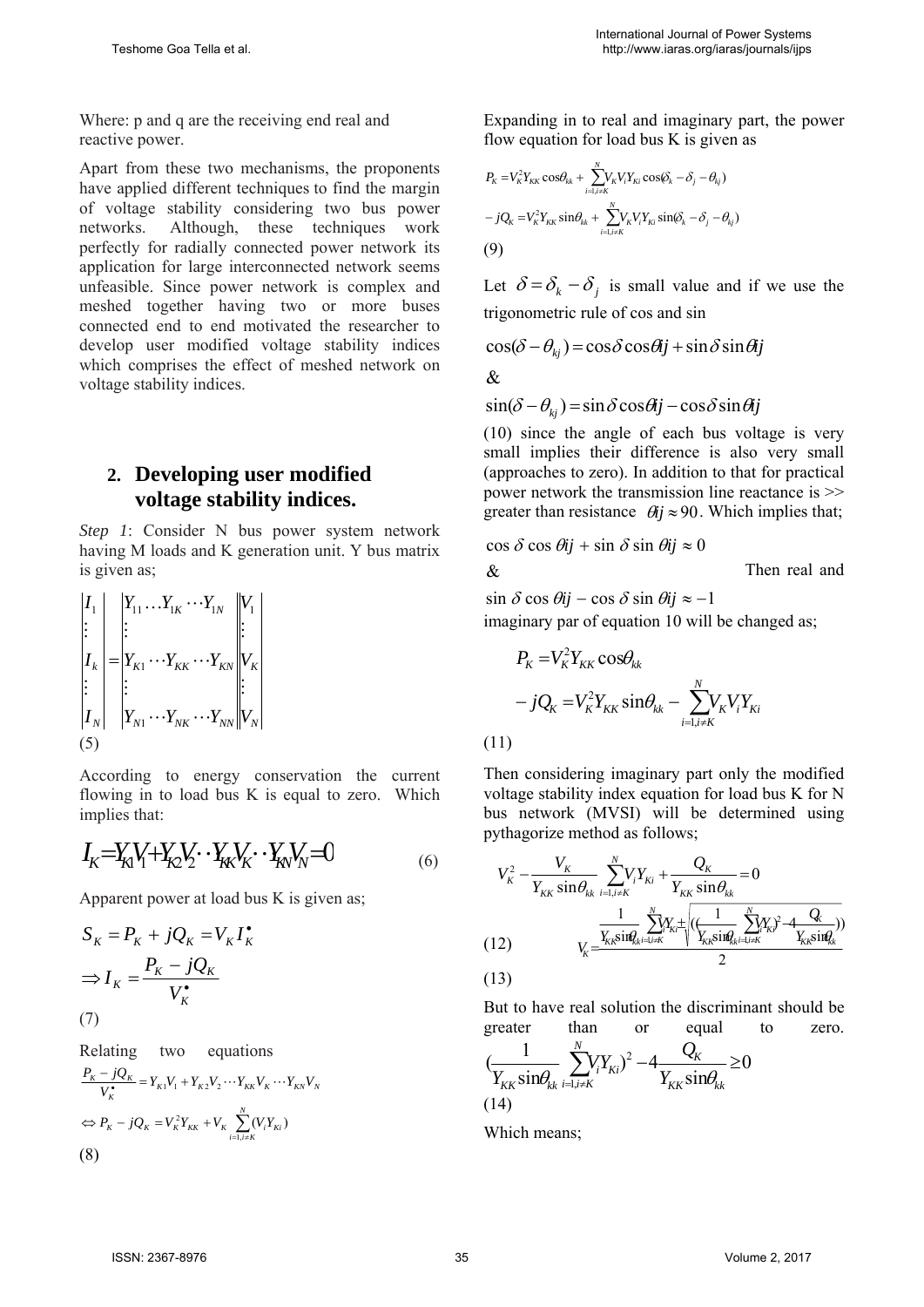Where: p and q are the receiving end real and reactive power.

Apart from these two mechanisms, the proponents have applied different techniques to find the margin of voltage stability considering two bus power networks. Although, these techniques work perfectly for radially connected power network its application for large interconnected network seems unfeasible. Since power network is complex and meshed together having two or more buses connected end to end motivated the researcher to develop user modified voltage stability indices which comprises the effect of meshed network on voltage stability indices.

## 2. Developing user modified voltage stability indices.

*Step 1*: Consider N bus power system network having M loads and K generation unit. Y bus matrix is given as;

$$\begin{vmatrix} I_1 \\ \vdots \\ I_k \\ \vdots \\ I_N \end{vmatrix} = \begin{vmatrix} Y_{11} \cdots Y_{1K} \cdots Y_{1N} \\ \vdots \\ Y_{K1} \cdots Y_{KK} \cdots Y_{KN} \\ \vdots \\ Y_{N1} \cdots Y_{NK} \cdots Y_{NN} \end{vmatrix} \begin{vmatrix} V_1 \\ \vdots \\ V_K \\ \vdots \\ V_N \end{vmatrix}$$

(5)

According to energy conservation the current flowing in to load bus K is equal to zero. Which implies that:

$$I_K = Y_{K1}V_1 + Y_{K2}V_2 \cdots Y_{KK}V_K \cdots Y_{KN}V_N = 0 \quad (6)$$

Apparent power at load bus K is given as;

$$S_K = P_K + jQ_K = V_K I_K^{\bullet}$$

$$\Rightarrow I_K = \frac{P_K - jQ_K}{V_K^{\bullet}}$$

(7)

Relating two equations

$$\frac{P_K - jQ_K}{V_K^{\bullet}} = Y_{K1}V_1 + Y_{K2}V_2 \cdots Y_{KK}V_K \cdots Y_{KN}V_N$$

$$\Leftrightarrow P_K - jQ_K = V_K^2 Y_{KK} + V_K \sum_{i=1, i \neq K}^{N} (V_i Y_{Ki})$$

(8)

Expanding in to real and imaginary part, the power flow equation for load bus K is given as

$$P_K = V_K^2 Y_{KK} \cos\theta_{kk} + \sum_{i=1, i \neq K}^{N} V_K V_i Y_{Ki} \cos(\delta_k - \delta_j - \theta_{kj})$$

$$-jQ_K = V_K^2 Y_{KK} \sin\theta_{kk} + \sum_{i=1, i \neq K}^{N} V_K V_i Y_{Ki} \sin(\delta_k - \delta_j - \theta_{kj})$$

(9)

Let $\delta = \delta_k - \delta_j$ is small value and if we use the trigonometric rule of cos and sin

$$\cos(\delta - \theta_{kj}) = \cos\delta \cos\theta ij + \sin\delta \sin\theta ij$$

&

$$\sin(\delta - \theta_{kj}) = \sin\delta \cos\theta ij - \cos\delta \sin\theta ij$$

(10) since the angle of each bus voltage is very small implies their difference is also very small (approaches to zero). In addition to that for practical power network the transmission line reactance is >> greater than resistance $\theta ij \approx 90$. Which implies that;

$$\cos\delta \cos\theta ij + \sin\delta \sin\theta ij \approx 0$$

& Then real and

$$\sin\delta \cos\theta ij - \cos\delta \sin\theta ij \approx -1$$

imaginary par of equation 10 will be changed as;

$$P_K = V_K^2 Y_{KK} \cos\theta_{kk}$$

$$-jQ_K = V_K^2 Y_{KK} \sin\theta_{kk} - \sum_{i=1, i \neq K}^{N} V_K V_i Y_{Ki}$$

(11)

Then considering imaginary part only the modified voltage stability index equation for load bus K for N bus network (MVSI) will be determined using pythagorize method as follows;

$$V_K^2 - \frac{V_K}{Y_{KK}\sin\theta_{kk}} \sum_{i=1, i \neq K}^{N} V_i Y_{Ki} + \frac{Q_K}{Y_{KK}\sin\theta_{kk}} = 0$$

(12)

$$V_K = \frac{\frac{1}{Y_{KK}\sin\theta_{kk}} \sum_{i=1, i \neq K}^{N} V_i Y_{Ki} \pm \sqrt{\left(\left(\frac{1}{Y_{KK}\sin\theta_{kk}} \sum_{i=1, i \neq K}^{N} V_i Y_{Ki}\right)^2 - 4\frac{Q_K}{Y_{KK}\sin\theta_{kk}}\right)}}{2}$$

(13)

But to have real solution the discriminant should be greater than or equal to zero.

$$\left(\frac{1}{Y_{KK}\sin\theta_{kk}} \sum_{i=1, i \neq K}^{N} V_i Y_{Ki}\right)^2 - 4\frac{Q_K}{Y_{KK}\sin\theta_{kk}} \geq 0$$

(14)

Which means;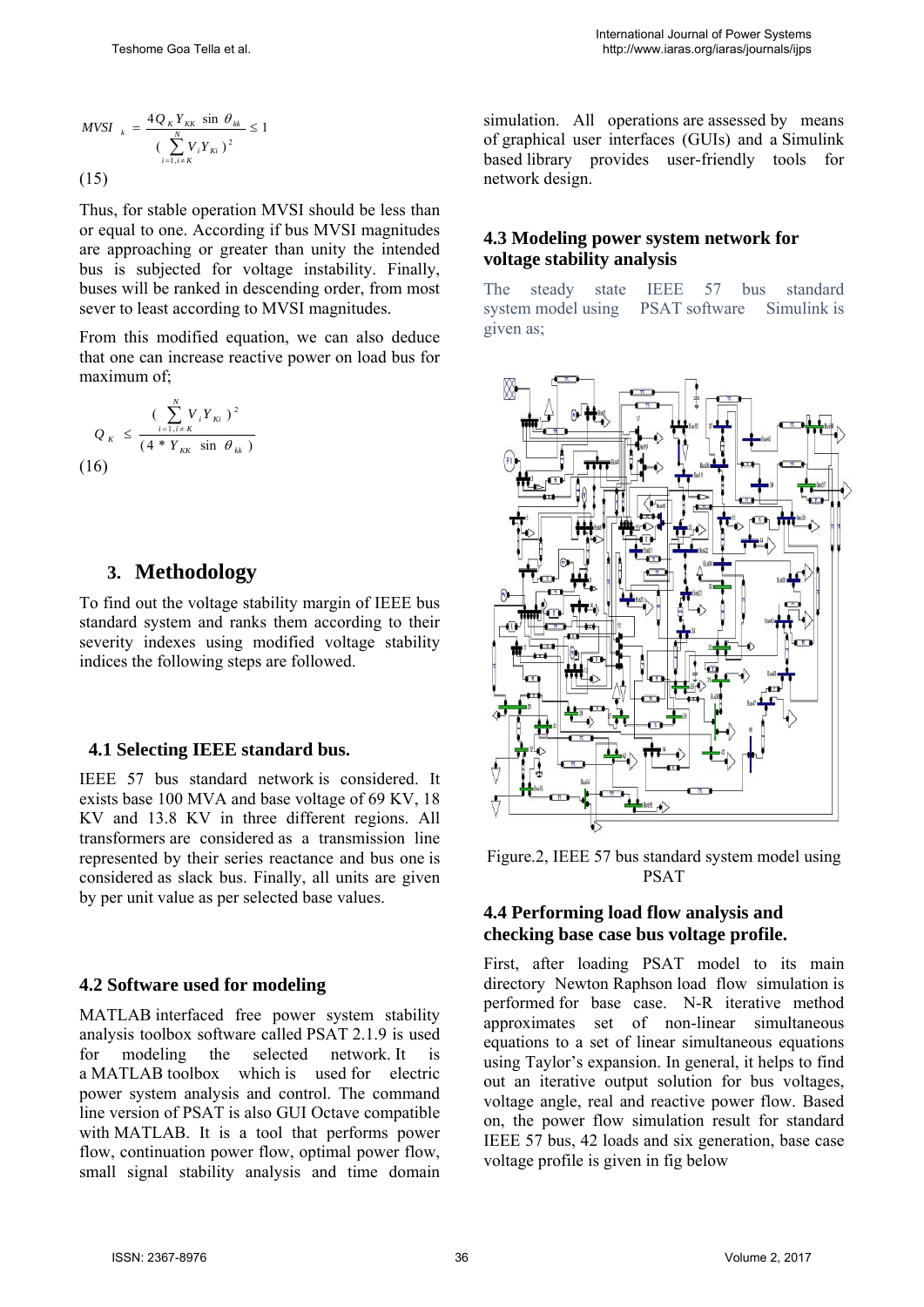$$MVSI_k = \frac{4Q_K Y_{KK} \sin \theta_{kk}}{(\sum_{i=1, i \neq K}^{N} V_i Y_{Ki})^2} \leq 1$$

(15)

Thus, for stable operation MVSI should be less than or equal to one. According if bus MVSI magnitudes are approaching or greater than unity the intended bus is subjected for voltage instability. Finally, buses will be ranked in descending order, from most sever to least according to MVSI magnitudes.

From this modified equation, we can also deduce that one can increase reactive power on load bus for maximum of;

$$Q_K \leq \frac{(\sum_{i=1, i \neq K}^{N} V_i Y_{Ki})^2}{(4 * Y_{KK} \sin \theta_{kk})}$$

(16)

## 3. Methodology

To find out the voltage stability margin of IEEE bus standard system and ranks them according to their severity indexes using modified voltage stability indices the following steps are followed.

### 4.1 Selecting IEEE standard bus.

IEEE 57 bus standard network is considered. It exists base 100 MVA and base voltage of 69 KV, 18 KV and 13.8 KV in three different regions. All transformers are considered as a transmission line represented by their series reactance and bus one is considered as slack bus. Finally, all units are given by per unit value as per selected base values.

### 4.2 Software used for modeling

MATLAB interfaced free power system stability analysis toolbox software called PSAT 2.1.9 is used for modeling the selected network. It is a MATLAB toolbox which is used for electric power system analysis and control. The command line version of PSAT is also GUI Octave compatible with MATLAB. It is a tool that performs power flow, continuation power flow, optimal power flow, small signal stability analysis and time domain simulation. All operations are assessed by means of graphical user interfaces (GUIs) and a Simulink based library provides user-friendly tools for network design.

### 4.3 Modeling power system network for voltage stability analysis

The steady state IEEE 57 bus standard system model using PSAT software Simulink is given as;

Figure.2, IEEE 57 bus standard system model using PSAT

### 4.4 Performing load flow analysis and checking base case bus voltage profile.

First, after loading PSAT model to its main directory Newton Raphson load flow simulation is performed for base case. N-R iterative method approximates set of non-linear simultaneous equations to a set of linear simultaneous equations using Taylor's expansion. In general, it helps to find out an iterative output solution for bus voltages, voltage angle, real and reactive power flow. Based on, the power flow simulation result for standard IEEE 57 bus, 42 loads and six generation, base case voltage profile is given in fig below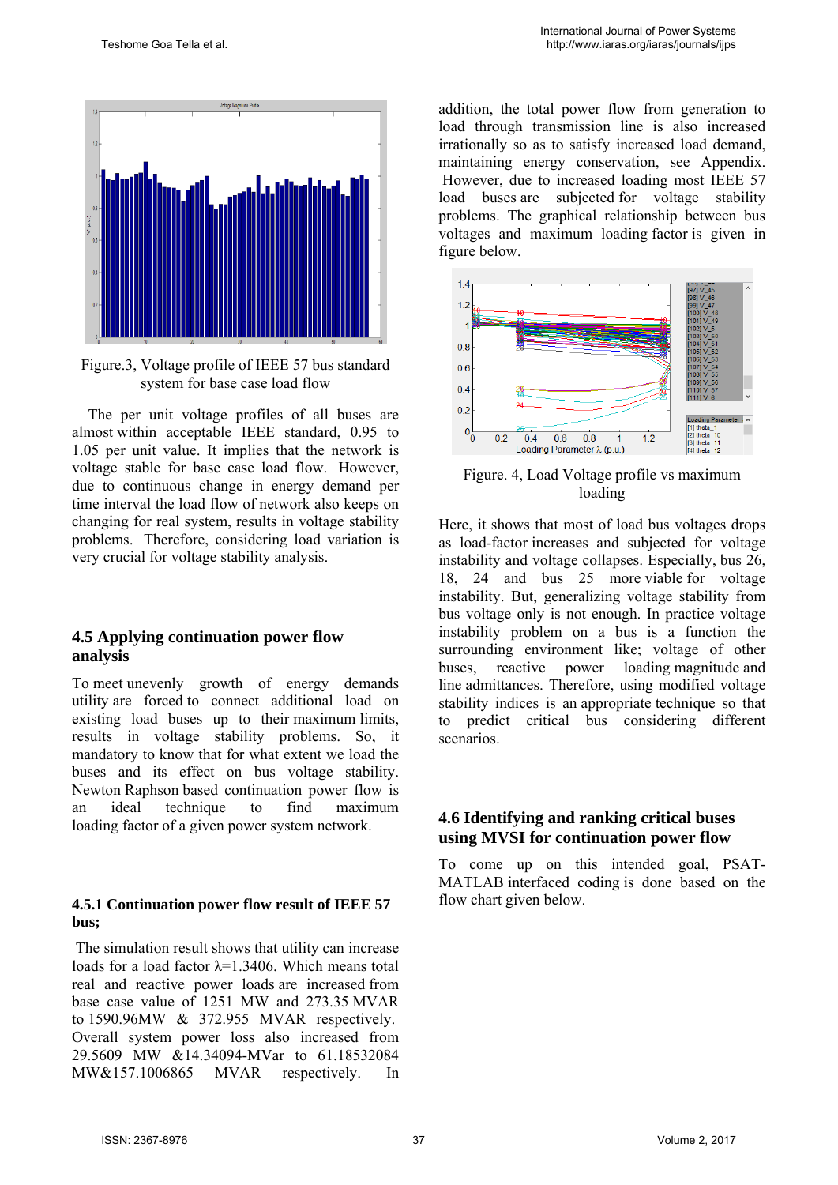Voltage Magnitude Profile

V [p.u.]

1.4
1.2
1
0.8
0.6
0.4
0.2
0

0 10 20 30 40 50 60

Figure.3, Voltage profile of IEEE 57 bus standard system for base case load flow

The per unit voltage profiles of all buses are almost within acceptable IEEE standard, 0.95 to 1.05 per unit value. It implies that the network is voltage stable for base case load flow. However, due to continuous change in energy demand per time interval the load flow of network also keeps on changing for real system, results in voltage stability problems. Therefore, considering load variation is very crucial for voltage stability analysis.

## 4.5 Applying continuation power flow analysis

To meet unevenly growth of energy demands utility are forced to connect additional load on existing load buses up to their maximum limits, results in voltage stability problems. So, it mandatory to know that for what extent we load the buses and its effect on bus voltage stability. Newton Raphson based continuation power flow is an ideal technique to find maximum loading factor of a given power system network.

### 4.5.1 Continuation power flow result of IEEE 57 bus;

The simulation result shows that utility can increase loads for a load factor λ=1.3406. Which means total real and reactive power loads are increased from base case value of 1251 MW and 273.35 MVAR to 1590.96MW & 372.955 MVAR respectively. Overall system power loss also increased from 29.5609 MW &14.34094-MVar to 61.18532084 MW&157.1006865 MVAR respectively. In addition, the total power flow from generation to load through transmission line is also increased irrationally so as to satisfy increased load demand, maintaining energy conservation, see Appendix. However, due to increased loading most IEEE 57 load buses are subjected for voltage stability problems. The graphical relationship between bus voltages and maximum loading factor is given in figure below.

1.4
1.2
1
0.8
0.6
0.4
0.2
0

0 0.2 0.4 0.6 0.8 1 1.2

Loading Parameter λ (p.u.)

18
18
18
26
25
18
24
25
26
24
25

[97] V_45
[98] V_46
[99] V_47
[100] V_48
[101] V_49
[102] V_5
[103] V_50
[104] V_51
[105] V_52
[106] V_53
[107] V_54
[108] V_55
[109] V_56
[110] V_57
[111] V_6

Loading Parameter
[1] theta_1
[2] theta_10
[3] theta_11
[4] theta_12

Figure. 4, Load Voltage profile vs maximum loading

Here, it shows that most of load bus voltages drops as load-factor increases and subjected for voltage instability and voltage collapses. Especially, bus 26, 18, 24 and bus 25 more viable for voltage instability. But, generalizing voltage stability from bus voltage only is not enough. In practice voltage instability problem on a bus is a function the surrounding environment like; voltage of other buses, reactive power loading magnitude and line admittances. Therefore, using modified voltage stability indices is an appropriate technique so that to predict critical bus considering different scenarios.

## 4.6 Identifying and ranking critical buses using MVSI for continuation power flow

To come up on this intended goal, PSAT-MATLAB interfaced coding is done based on the flow chart given below.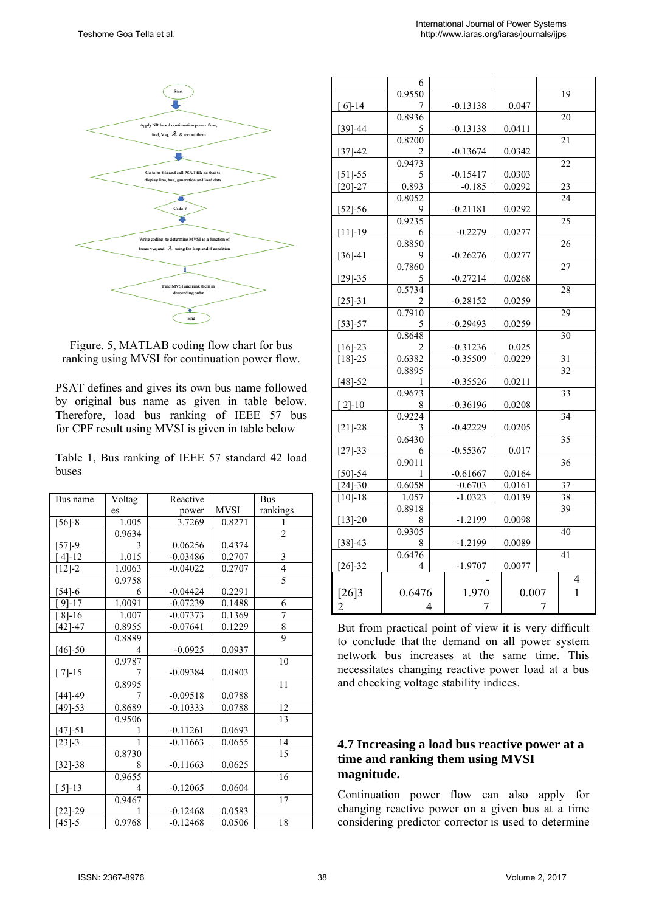Start

Apply NR based continuation power flow, find, V q, λ & record them

Go to m-file and call PSAT file so that to display line, bus, generation and load data

Code Y

Write coding to determine MVSI as a function of buses v,q and λ using for loop and if condition

Find MVSI and rank them in descending order

End

Figure. 5, MATLAB coding flow chart for bus ranking using MVSI for continuation power flow.

PSAT defines and gives its own bus name followed by original bus name as given in table below. Therefore, load bus ranking of IEEE 57 bus for CPF result using MVSI is given in table below

Table 1, Bus ranking of IEEE 57 standard 42 load buses

| Bus name | Voltages | Reactive power | MVSI | Bus rankings |
|---|---|---|---|---|
| [56]-8 | 1.005 | 3.7269 | 0.8271 | 1 |
| [57]-9 | 0.96343 | 0.06256 | 0.4374 | 2 |
| [ 4]-12 | 1.015 | -0.03486 | 0.2707 | 3 |
| [12]-2 | 1.0063 | -0.04022 | 0.2707 | 4 |
| [54]-6 | 0.97586 | -0.04424 | 0.2291 | 5 |
| [ 9]-17 | 1.0091 | -0.07239 | 0.1488 | 6 |
| [ 8]-16 | 1.007 | -0.07373 | 0.1369 | 7 |
| [42]-47 | 0.8955 | -0.07641 | 0.1229 | 8 |
| [46]-50 | 0.88894 | -0.0925 | 0.0937 | 9 |
| [ 7]-15 | 0.97877 | -0.09384 | 0.0803 | 10 |
| [44]-49 | 0.89957 | -0.09518 | 0.0788 | 11 |
| [49]-53 | 0.8689 | -0.10333 | 0.0788 | 12 |
| [47]-51 | 0.95061 | -0.11261 | 0.0693 | 13 |
| [23]-3 | 1 | -0.11663 | 0.0655 | 14 |
| [32]-38 | 0.87308 | -0.11663 | 0.0625 | 15 |
| [ 5]-13 | 0.96554 | -0.12065 | 0.0604 | 16 |
| [22]-29 | 0.94671 | -0.12468 | 0.0583 | 17 |
| [45]-5 | 0.97686 | -0.12468 | 0.0506 | 18 |
| [ 6]-14 | 0.95507 | -0.13138 | 0.047 | 19 |
| [39]-44 | 0.89365 | -0.13138 | 0.0411 | 20 |
| [37]-42 | 0.82002 | -0.13674 | 0.0342 | 21 |
| [51]-55 | 0.94735 | -0.15417 | 0.0303 | 22 |
| [20]-27 | 0.893 | -0.185 | 0.0292 | 23 |
| [52]-56 | 0.80529 | -0.21181 | 0.0292 | 24 |
| [11]-19 | 0.92356 | -0.2279 | 0.0277 | 25 |
| [36]-41 | 0.88509 | -0.26276 | 0.0277 | 26 |
| [29]-35 | 0.78605 | -0.27214 | 0.0268 | 27 |
| [25]-31 | 0.57342 | -0.28152 | 0.0259 | 28 |
| [53]-57 | 0.79105 | -0.29493 | 0.0259 | 29 |
| [16]-23 | 0.86482 | -0.31236 | 0.025 | 30 |
| [18]-25 | 0.6382 | -0.35509 | 0.0229 | 31 |
| [48]-52 | 0.88951 | -0.35526 | 0.0211 | 32 |
| [ 2]-10 | 0.96738 | -0.36196 | 0.0208 | 33 |
| [21]-28 | 0.92243 | -0.42229 | 0.0205 | 34 |
| [27]-33 | 0.64306 | -0.55367 | 0.017 | 35 |
| [50]-54 | 0.90111 | -0.61667 | 0.0164 | 36 |
| [24]-30 | 0.6058 | -0.6703 | 0.0161 | 37 |
| [10]-18 | 1.057 | -1.0323 | 0.0139 | 38 |
| [13]-20 | 0.89188 | -1.2199 | 0.0098 | 39 |
| [38]-43 | 0.93058 | -1.2199 | 0.0089 | 40 |
| [26]-32 | 0.64764 | -1.9707 | 0.0077 | 41 |
| [26]32 | 0.64764 | -1.9707 | 0.0077 | 41 |

But from practical point of view it is very difficult to conclude that the demand on all power system network bus increases at the same time. This necessitates changing reactive power load at a bus and checking voltage stability indices.

### 4.7 Increasing a load bus reactive power at a time and ranking them using MVSI magnitude.

Continuation power flow can also apply for changing reactive power on a given bus at a time considering predictor corrector is used to determine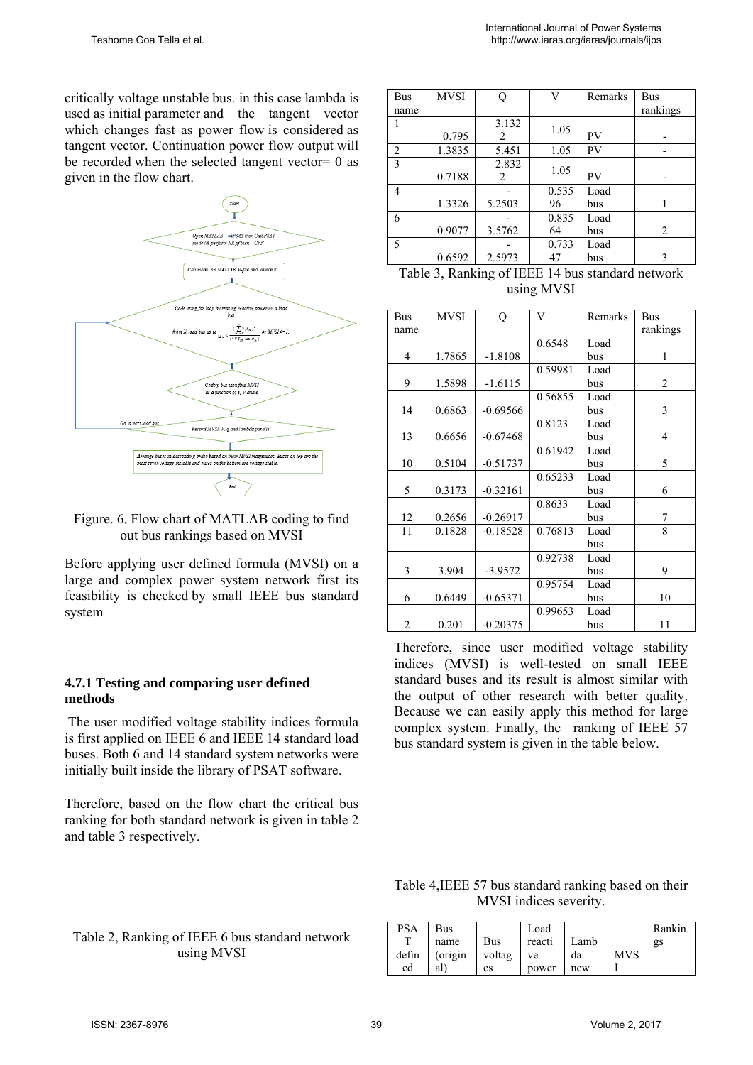critically voltage unstable bus. in this case lambda is used as initial parameter and the tangent vector which changes fast as power flow is considered as tangent vector. Continuation power flow output will be recorded when the selected tangent vector= 0 as given in the flow chart.

Start

Open MATLAB → PSAT then Call PSAT mode l& preform NR pf then CPF

Call model on MATLAB M-file and launch it

Code using for loop increasing reactive power on a load bus

from N-load bus up to $Q_n \leq \frac{\left(\sum_{i=1}^{N} V_i Y_{in}\right)^2}{(4 * Y_{nn} \sin\theta_{nn})}$ or MVSI<=1,

Code y-bus then find MVSI as a function of Y, V and q

Go to next load bus

Record MVSI, V, q and lambda parallel

Arrange buses in descending order based on their MVSI magnitudes. Buses on top are the most sever voltage instable and buses on the bottom are voltage stable.

End

Figure. 6, Flow chart of MATLAB coding to find out bus rankings based on MVSI

Before applying user defined formula (MVSI) on a large and complex power system network first its feasibility is checked by small IEEE bus standard system

### 4.7.1 Testing and comparing user defined methods

The user modified voltage stability indices formula is first applied on IEEE 6 and IEEE 14 standard load buses. Both 6 and 14 standard system networks were initially built inside the library of PSAT software.

Therefore, based on the flow chart the critical bus ranking for both standard network is given in table 2 and table 3 respectively.

Table 2, Ranking of IEEE 6 bus standard network using MVSI

| Bus name | MVSI | Q | V | Remarks | Bus rankings |
|---|---|---|---|---|---|
| 1 | 0.795 | 3.1322 | 1.05 | PV | - |
| 2 | 1.3835 | 5.451 | 1.05 | PV | - |
| 3 | 0.7188 | 2.8322 | 1.05 | PV | - |
| 4 | 1.3326 | -5.2503 | 0.53596 | Load bus | 1 |
| 6 | 0.9077 | -3.5762 | 0.83564 | Load bus | 2 |
| 5 | 0.6592 | -2.5973 | 0.73347 | Load bus | 3 |

Table 3, Ranking of IEEE 14 bus standard network using MVSI

| Bus name | MVSI | Q | V | Remarks | Bus rankings |
|---|---|---|---|---|---|
| 4 | 1.7865 | -1.8108 | 0.6548 | Load bus | 1 |
| 9 | 1.5898 | -1.6115 | 0.59981 | Load bus | 2 |
| 14 | 0.6863 | -0.69566 | 0.56855 | Load bus | 3 |
| 13 | 0.6656 | -0.67468 | 0.8123 | Load bus | 4 |
| 10 | 0.5104 | -0.51737 | 0.61942 | Load bus | 5 |
| 5 | 0.3173 | -0.32161 | 0.65233 | Load bus | 6 |
| 12 | 0.2656 | -0.26917 | 0.8633 | Load bus | 7 |
| 11 | 0.1828 | -0.18528 | 0.76813 | Load bus | 8 |
| 3 | 3.904 | -3.9572 | 0.92738 | Load bus | 9 |
| 6 | 0.6449 | -0.65371 | 0.95754 | Load bus | 10 |
| 2 | 0.201 | -0.20375 | 0.99653 | Load bus | 11 |

Therefore, since user modified voltage stability indices (MVSI) is well-tested on small IEEE standard buses and its result is almost similar with the output of other research with better quality. Because we can easily apply this method for large complex system. Finally, the ranking of IEEE 57 bus standard system is given in the table below.

Table 4,IEEE 57 bus standard ranking based on their MVSI indices severity.

| PSAT defined | Bus name (original) | Bus voltages | Load reactive power | Lambda new | MVSI | Rankings |
|---|---|---|---|---|---|---|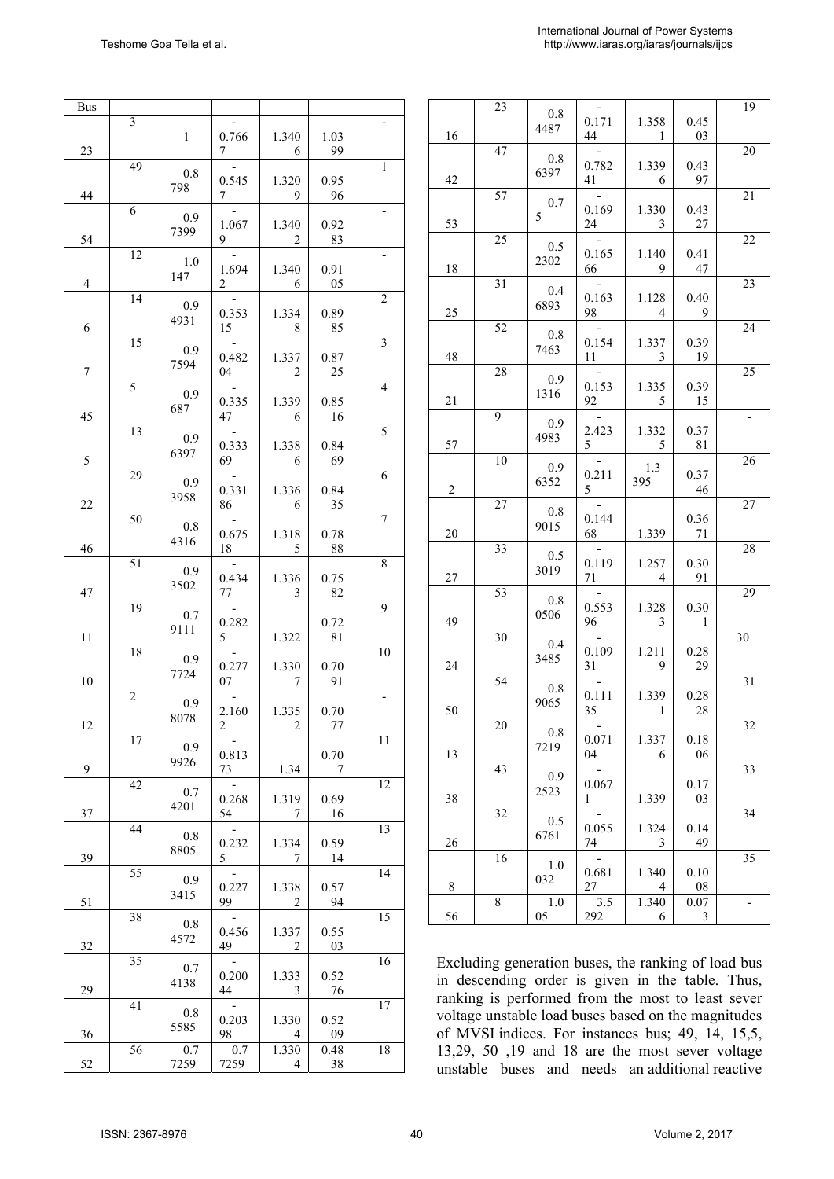| Bus | | | | | | |
|---|---|---|---|---|---|---|
| 23 | 3 | 1 | -0.7667 | 1.3406 | 1.0399 | - |
| 44 | 49 | 0.8798 | -0.5457 | 1.3209 | 0.9596 | 1 |
| 54 | 6 | 0.97399 | -1.0679 | 1.3402 | 0.9283 | - |
| 4 | 12 | 1.0147 | -1.6942 | 1.3406 | 0.9105 | - |
| 6 | 14 | 0.94931 | -0.35315 | 1.3348 | 0.8985 | 2 |
| 7 | 15 | 0.97594 | -0.48204 | 1.3372 | 0.8725 | 3 |
| 45 | 5 | 0.9687 | -0.33547 | 1.3396 | 0.8516 | 4 |
| 5 | 13 | 0.96397 | -0.33369 | 1.3386 | 0.8469 | 5 |
| 22 | 29 | 0.93958 | -0.33186 | 1.3366 | 0.8435 | 6 |
| 46 | 50 | 0.84316 | -0.67518 | 1.3185 | 0.7888 | 7 |
| 47 | 51 | 0.93502 | -0.43477 | 1.3363 | 0.7582 | 8 |
| 11 | 19 | 0.79111 | -0.2825 | 1.322 | 0.7281 | 9 |
| 10 | 18 | 0.97724 | -0.27707 | 1.3307 | 0.7091 | 10 |
| 12 | 2 | 0.98078 | -2.1602 | 1.3352 | 0.7077 | - |
| 9 | 17 | 0.99926 | -0.81373 | 1.34 | 0.707 | 11 |
| 37 | 42 | 0.74201 | -0.26854 | 1.3197 | 0.6916 | 12 |
| 39 | 44 | 0.88805 | -0.2325 | 1.3347 | 0.5914 | 13 |
| 51 | 55 | 0.93415 | -0.22799 | 1.3382 | 0.5794 | 14 |
| 32 | 38 | 0.84572 | -0.45649 | 1.3372 | 0.5503 | 15 |
| 29 | 35 | 0.74138 | -0.20044 | 1.3333 | 0.5276 | 16 |
| 36 | 41 | 0.85585 | -0.20398 | 1.3304 | 0.5209 | 17 |
| 52 | 56 | 0.77259 | 0.77259 | 1.3304 | 0.4838 | 18 |
| 16 | 23 | 0.84487 | -0.17144 | 1.3581 | 0.4503 | 19 |
| 42 | 47 | 0.86397 | -0.78241 | 1.3396 | 0.4397 | 20 |
| 53 | 57 | 0.75 | -0.16924 | 1.3303 | 0.4327 | 21 |
| 18 | 25 | 0.52302 | -0.16566 | 1.1409 | 0.4147 | 22 |
| 25 | 31 | 0.46893 | -0.16398 | 1.1284 | 0.409 | 23 |
| 48 | 52 | 0.87463 | -0.15411 | 1.3373 | 0.3919 | 24 |
| 21 | 28 | 0.91316 | -0.15392 | 1.3355 | 0.3915 | 25 |
| 57 | 9 | 0.94983 | -2.4235 | 1.3325 | 0.3781 | - |
| 2 | 10 | 0.96352 | -0.2115 | 1.3395 | 0.3746 | 26 |
| 20 | 27 | 0.89015 | -0.14468 | 1.339 | 0.3671 | 27 |
| 27 | 33 | 0.53019 | -0.11971 | 1.2574 | 0.3091 | 28 |
| 49 | 53 | 0.80506 | -0.55396 | 1.3283 | 0.301 | 29 |
| 24 | 30 | 0.43485 | -0.10931 | 1.2119 | 0.2829 | 30 |
| 50 | 54 | 0.89065 | -0.11135 | 1.3391 | 0.2828 | 31 |
| 13 | 20 | 0.87219 | -0.07104 | 1.3376 | 0.1806 | 32 |
| 38 | 43 | 0.92523 | -0.0671 | 1.339 | 0.1703 | 33 |
| 26 | 32 | 0.56761 | -0.05574 | 1.3243 | 0.1449 | 34 |
| 8 | 16 | 1.0032 | -0.68127 | 1.3404 | 0.1008 | 35 |
| 56 | 8 | 1.005 | 3.5292 | 1.3406 | 0.073 | - |

Excluding generation buses, the ranking of load bus in descending order is given in the table. Thus, ranking is performed from the most to least sever voltage unstable load buses based on the magnitudes of MVSI indices. For instances bus; 49, 14, 15,5, 13,29, 50 ,19 and 18 are the most sever voltage unstable buses and needs an additional reactive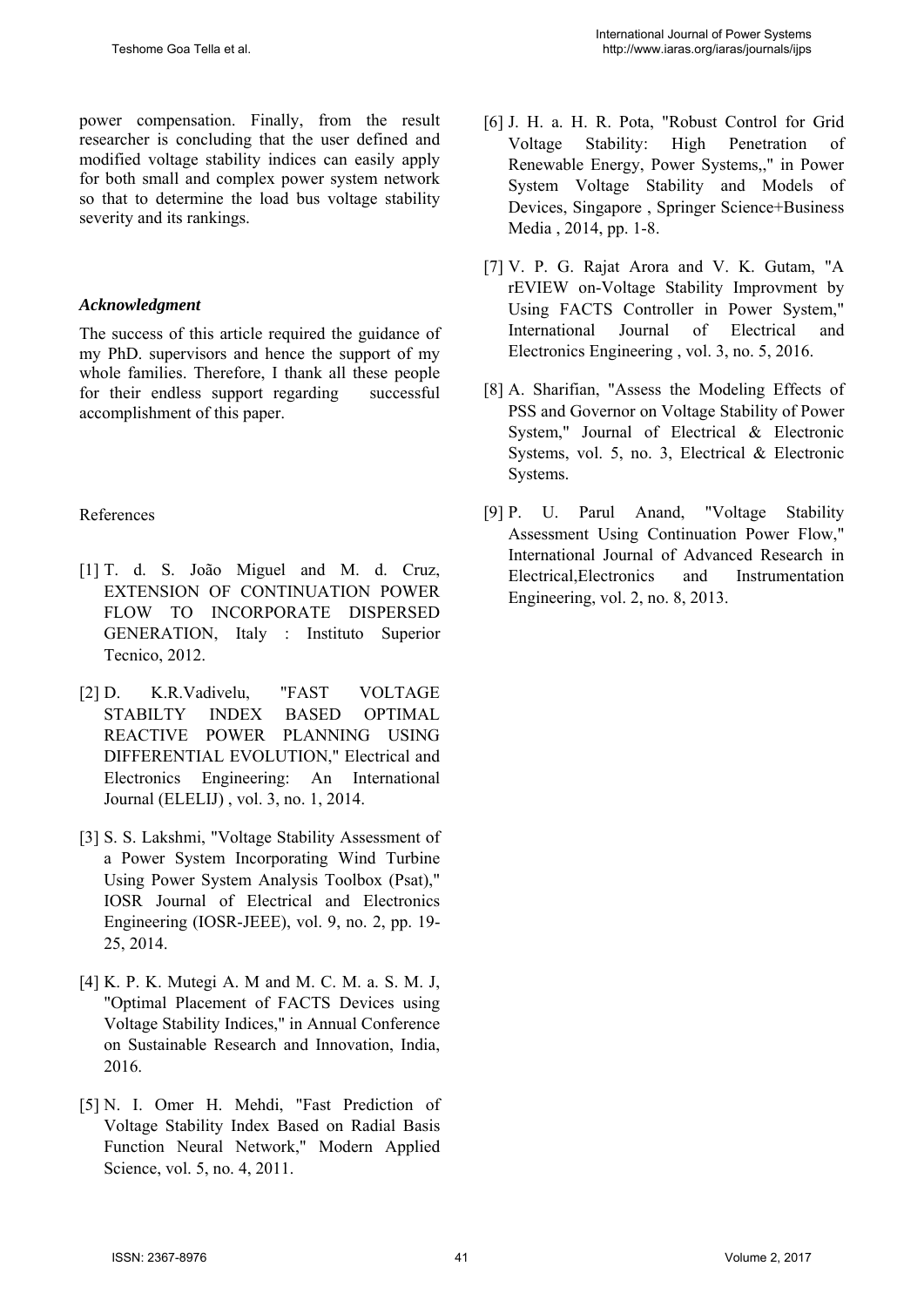power compensation. Finally, from the result researcher is concluding that the user defined and modified voltage stability indices can easily apply for both small and complex power system network so that to determine the load bus voltage stability severity and its rankings.

### *Acknowledgment*

The success of this article required the guidance of my PhD. supervisors and hence the support of my whole families. Therefore, I thank all these people for their endless support regarding successful accomplishment of this paper.

References

[1] T. d. S. João Miguel and M. d. Cruz, EXTENSION OF CONTINUATION POWER FLOW TO INCORPORATE DISPERSED GENERATION, Italy : Instituto Superior Tecnico, 2012.

[2] D. K.R.Vadivelu, "FAST VOLTAGE STABILTY INDEX BASED OPTIMAL REACTIVE POWER PLANNING USING DIFFERENTIAL EVOLUTION," Electrical and Electronics Engineering: An International Journal (ELELIJ) , vol. 3, no. 1, 2014.

[3] S. S. Lakshmi, "Voltage Stability Assessment of a Power System Incorporating Wind Turbine Using Power System Analysis Toolbox (Psat)," IOSR Journal of Electrical and Electronics Engineering (IOSR-JEEE), vol. 9, no. 2, pp. 19-25, 2014.

[4] K. P. K. Mutegi A. M and M. C. M. a. S. M. J, "Optimal Placement of FACTS Devices using Voltage Stability Indices," in Annual Conference on Sustainable Research and Innovation, India, 2016.

[5] N. I. Omer H. Mehdi, "Fast Prediction of Voltage Stability Index Based on Radial Basis Function Neural Network," Modern Applied Science, vol. 5, no. 4, 2011.

[6] J. H. a. H. R. Pota, "Robust Control for Grid Voltage Stability: High Penetration of Renewable Energy, Power Systems,," in Power System Voltage Stability and Models of Devices, Singapore , Springer Science+Business Media , 2014, pp. 1-8.

[7] V. P. G. Rajat Arora and V. K. Gutam, "A rEVIEW on-Voltage Stability Improvment by Using FACTS Controller in Power System," International Journal of Electrical and Electronics Engineering , vol. 3, no. 5, 2016.

[8] A. Sharifian, "Assess the Modeling Effects of PSS and Governor on Voltage Stability of Power System," Journal of Electrical & Electronic Systems, vol. 5, no. 3, Electrical & Electronic Systems.

[9] P. U. Parul Anand, "Voltage Stability Assessment Using Continuation Power Flow," International Journal of Advanced Research in Electrical,Electronics and Instrumentation Engineering, vol. 2, no. 8, 2013.